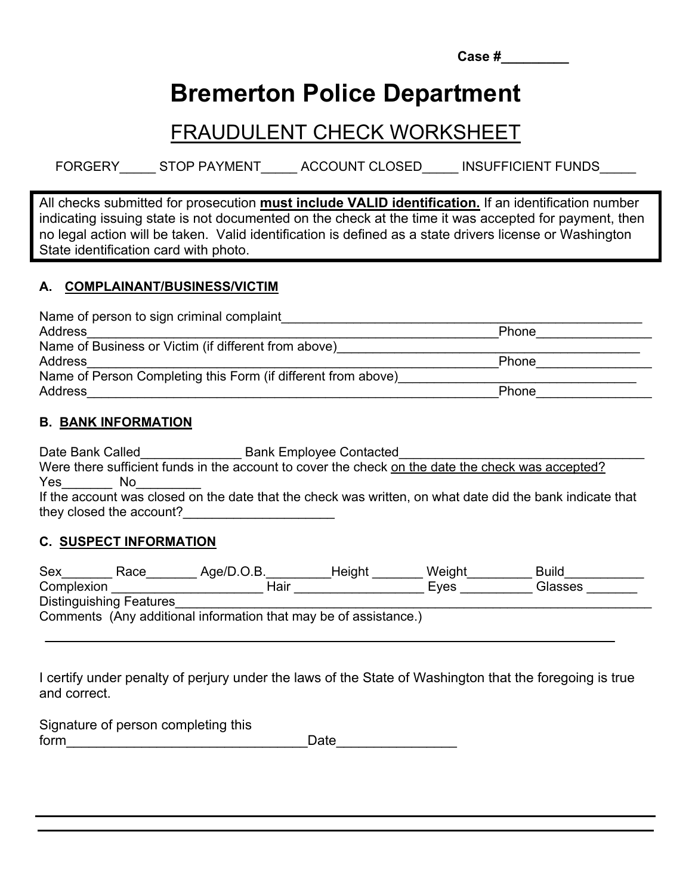Case #_________

# Bremerton Police Department

## FRAUDULENT CHECK WORKSHEET

FORGERY_____ STOP PAYMENT_____ ACCOUNT CLOSED_____ INSUFFICIENT FUNDS_____

All checks submitted for prosecution **must include VALID identification.** If an identification number indicating issuing state is not documented on the check at the time it was accepted for payment, then no legal action will be taken. Valid identification is defined as a state drivers license or Washington State identification card with photo.

### A. COMPLAINANT/BUSINESS/VICTIM

Name of person to sign criminal complaint_______________________________________________
Address_____________________________________________________Phone_______________
Name of Business or Victim (if different from above)_____________________________________
Address_____________________________________________________Phone_______________
Name of Person Completing this Form (if different from above)_____________________________
Address_____________________________________________________Phone_______________

### B. BANK INFORMATION

Date Bank Called______________ Bank Employee Contacted_________________________________
Were there sufficient funds in the account to cover the check on the date the check was accepted?
Yes_______ No_________
If the account was closed on the date that the check was written, on what date did the bank indicate that they closed the account?_____________________

### C. SUSPECT INFORMATION

Sex_______ Race_______ Age/D.O.B._________Height _______ Weight_________ Build___________
Complexion _____________________ Hair __________________ Eyes __________ Glasses _______
Distinguishing Features_____________________________________________________________
Comments (Any additional information that may be of assistance.)

_____________________________________________________________________________

I certify under penalty of perjury under the laws of the State of Washington that the foregoing is true and correct.

Signature of person completing this form_________________________________Date________________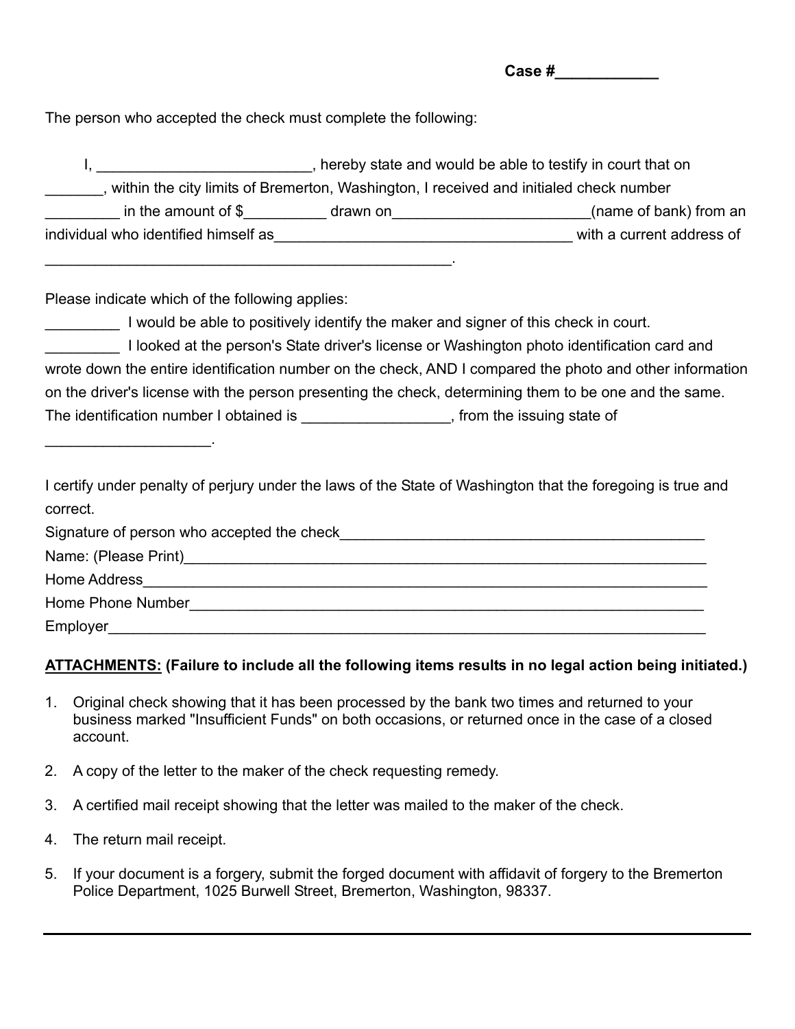**Case #\_\_\_\_\_\_\_\_\_\_\_\_**

The person who accepted the check must complete the following:

I, \_\_\_\_\_\_\_\_\_\_\_\_\_\_\_\_\_\_\_\_\_\_\_\_\_\_, hereby state and would be able to testify in court that on \_\_\_\_\_\_\_, within the city limits of Bremerton, Washington, I received and initialed check number \_\_\_\_\_\_\_\_\_ in the amount of $\_\_\_\_\_\_\_\_\_\_ drawn on\_\_\_\_\_\_\_\_\_\_\_\_\_\_\_\_\_\_\_\_\_\_\_\_(name of bank) from an individual who identified himself as\_\_\_\_\_\_\_\_\_\_\_\_\_\_\_\_\_\_\_\_\_\_\_\_\_\_\_\_\_\_\_\_\_\_\_\_ with a current address of \_\_\_\_\_\_\_\_\_\_\_\_\_\_\_\_\_\_\_\_\_\_\_\_\_\_\_\_\_\_\_\_\_\_\_\_\_\_\_\_\_\_\_\_\_\_\_\_\_\_.

Please indicate which of the following applies:

\_\_\_\_\_\_\_\_\_ I would be able to positively identify the maker and signer of this check in court.

\_\_\_\_\_\_\_\_\_ I looked at the person's State driver's license or Washington photo identification card and wrote down the entire identification number on the check, AND I compared the photo and other information on the driver's license with the person presenting the check, determining them to be one and the same. The identification number I obtained is \_\_\_\_\_\_\_\_\_\_\_\_\_\_\_\_\_, from the issuing state of \_\_\_\_\_\_\_\_\_\_\_\_\_\_\_\_\_\_\_\_.

I certify under penalty of perjury under the laws of the State of Washington that the foregoing is true and correct.

Signature of person who accepted the check\_\_\_\_\_\_\_\_\_\_\_\_\_\_\_\_\_\_\_\_\_\_\_\_\_\_\_\_\_\_\_\_\_\_\_\_\_\_\_\_\_\_\_\_\_

Name: (Please Print)\_\_\_\_\_\_\_\_\_\_\_\_\_\_\_\_\_\_\_\_\_\_\_\_\_\_\_\_\_\_\_\_\_\_\_\_\_\_\_\_\_\_\_\_\_\_\_\_\_\_\_\_\_\_\_\_\_\_\_\_\_\_

Home Address\_\_\_\_\_\_\_\_\_\_\_\_\_\_\_\_\_\_\_\_\_\_\_\_\_\_\_\_\_\_\_\_\_\_\_\_\_\_\_\_\_\_\_\_\_\_\_\_\_\_\_\_\_\_\_\_\_\_\_\_\_\_\_\_\_\_\_

Home Phone Number\_\_\_\_\_\_\_\_\_\_\_\_\_\_\_\_\_\_\_\_\_\_\_\_\_\_\_\_\_\_\_\_\_\_\_\_\_\_\_\_\_\_\_\_\_\_\_\_\_\_\_\_\_\_\_\_\_\_\_\_\_

Employer\_\_\_\_\_\_\_\_\_\_\_\_\_\_\_\_\_\_\_\_\_\_\_\_\_\_\_\_\_\_\_\_\_\_\_\_\_\_\_\_\_\_\_\_\_\_\_\_\_\_\_\_\_\_\_\_\_\_\_\_\_\_\_\_\_\_\_\_\_\_\_\_

**ATTACHMENTS: (Failure to include all the following items results in no legal action being initiated.)**

1. Original check showing that it has been processed by the bank two times and returned to your business marked "Insufficient Funds" on both occasions, or returned once in the case of a closed account.
2. A copy of the letter to the maker of the check requesting remedy.
3. A certified mail receipt showing that the letter was mailed to the maker of the check.
4. The return mail receipt.
5. If your document is a forgery, submit the forged document with affidavit of forgery to the Bremerton Police Department, 1025 Burwell Street, Bremerton, Washington, 98337.